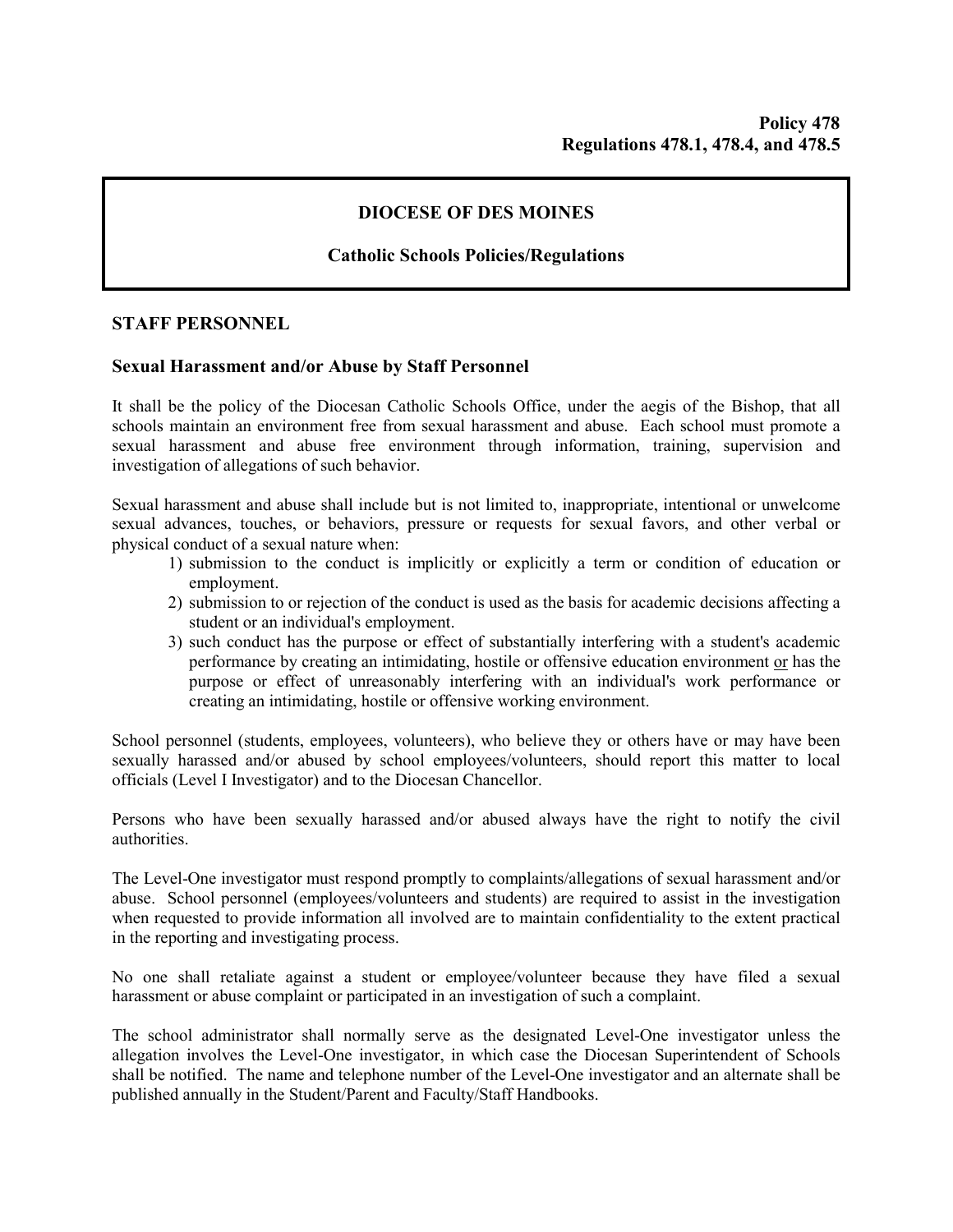**Policy 478**
**Regulations 478.1, 478.4, and 478.5**

**DIOCESE OF DES MOINES**

**Catholic Schools Policies/Regulations**

## STAFF PERSONNEL

### Sexual Harassment and/or Abuse by Staff Personnel

It shall be the policy of the Diocesan Catholic Schools Office, under the aegis of the Bishop, that all schools maintain an environment free from sexual harassment and abuse. Each school must promote a sexual harassment and abuse free environment through information, training, supervision and investigation of allegations of such behavior.

Sexual harassment and abuse shall include but is not limited to, inappropriate, intentional or unwelcome sexual advances, touches, or behaviors, pressure or requests for sexual favors, and other verbal or physical conduct of a sexual nature when:

1) submission to the conduct is implicitly or explicitly a term or condition of education or employment.
2) submission to or rejection of the conduct is used as the basis for academic decisions affecting a student or an individual's employment.
3) such conduct has the purpose or effect of substantially interfering with a student's academic performance by creating an intimidating, hostile or offensive education environment <u>or</u> has the purpose or effect of unreasonably interfering with an individual's work performance or creating an intimidating, hostile or offensive working environment.

School personnel (students, employees, volunteers), who believe they or others have or may have been sexually harassed and/or abused by school employees/volunteers, should report this matter to local officials (Level I Investigator) and to the Diocesan Chancellor.

Persons who have been sexually harassed and/or abused always have the right to notify the civil authorities.

The Level-One investigator must respond promptly to complaints/allegations of sexual harassment and/or abuse. School personnel (employees/volunteers and students) are required to assist in the investigation when requested to provide information all involved are to maintain confidentiality to the extent practical in the reporting and investigating process.

No one shall retaliate against a student or employee/volunteer because they have filed a sexual harassment or abuse complaint or participated in an investigation of such a complaint.

The school administrator shall normally serve as the designated Level-One investigator unless the allegation involves the Level-One investigator, in which case the Diocesan Superintendent of Schools shall be notified. The name and telephone number of the Level-One investigator and an alternate shall be published annually in the Student/Parent and Faculty/Staff Handbooks.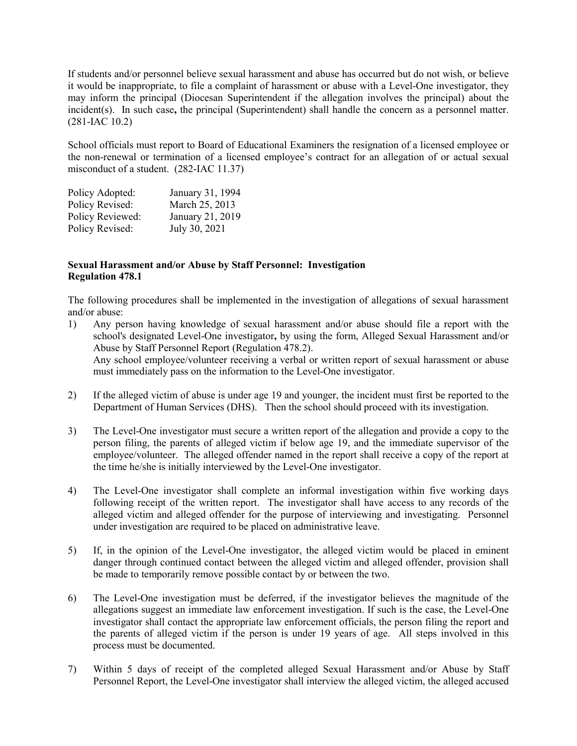If students and/or personnel believe sexual harassment and abuse has occurred but do not wish, or believe it would be inappropriate, to file a complaint of harassment or abuse with a Level-One investigator, they may inform the principal (Diocesan Superintendent if the allegation involves the principal) about the incident(s). In such case**,** the principal (Superintendent) shall handle the concern as a personnel matter. (281-IAC 10.2)

School officials must report to Board of Educational Examiners the resignation of a licensed employee or the non-renewal or termination of a licensed employee's contract for an allegation of or actual sexual misconduct of a student. (282-IAC 11.37)

| | |
|---|---|
| Policy Adopted: | January 31, 1994 |
| Policy Revised: | March 25, 2013 |
| Policy Reviewed: | January 21, 2019 |
| Policy Revised: | July 30, 2021 |

**Sexual Harassment and/or Abuse by Staff Personnel: Investigation**
**Regulation 478.1**

The following procedures shall be implemented in the investigation of allegations of sexual harassment and/or abuse:

1) Any person having knowledge of sexual harassment and/or abuse should file a report with the school's designated Level-One investigator**,** by using the form, Alleged Sexual Harassment and/or Abuse by Staff Personnel Report (Regulation 478.2).
   Any school employee/volunteer receiving a verbal or written report of sexual harassment or abuse must immediately pass on the information to the Level-One investigator.

2) If the alleged victim of abuse is under age 19 and younger, the incident must first be reported to the Department of Human Services (DHS). Then the school should proceed with its investigation.

3) The Level-One investigator must secure a written report of the allegation and provide a copy to the person filing, the parents of alleged victim if below age 19, and the immediate supervisor of the employee/volunteer. The alleged offender named in the report shall receive a copy of the report at the time he/she is initially interviewed by the Level-One investigator.

4) The Level-One investigator shall complete an informal investigation within five working days following receipt of the written report. The investigator shall have access to any records of the alleged victim and alleged offender for the purpose of interviewing and investigating. Personnel under investigation are required to be placed on administrative leave.

5) If, in the opinion of the Level-One investigator, the alleged victim would be placed in eminent danger through continued contact between the alleged victim and alleged offender, provision shall be made to temporarily remove possible contact by or between the two.

6) The Level-One investigation must be deferred, if the investigator believes the magnitude of the allegations suggest an immediate law enforcement investigation. If such is the case, the Level-One investigator shall contact the appropriate law enforcement officials, the person filing the report and the parents of alleged victim if the person is under 19 years of age. All steps involved in this process must be documented.

7) Within 5 days of receipt of the completed alleged Sexual Harassment and/or Abuse by Staff Personnel Report, the Level-One investigator shall interview the alleged victim, the alleged accused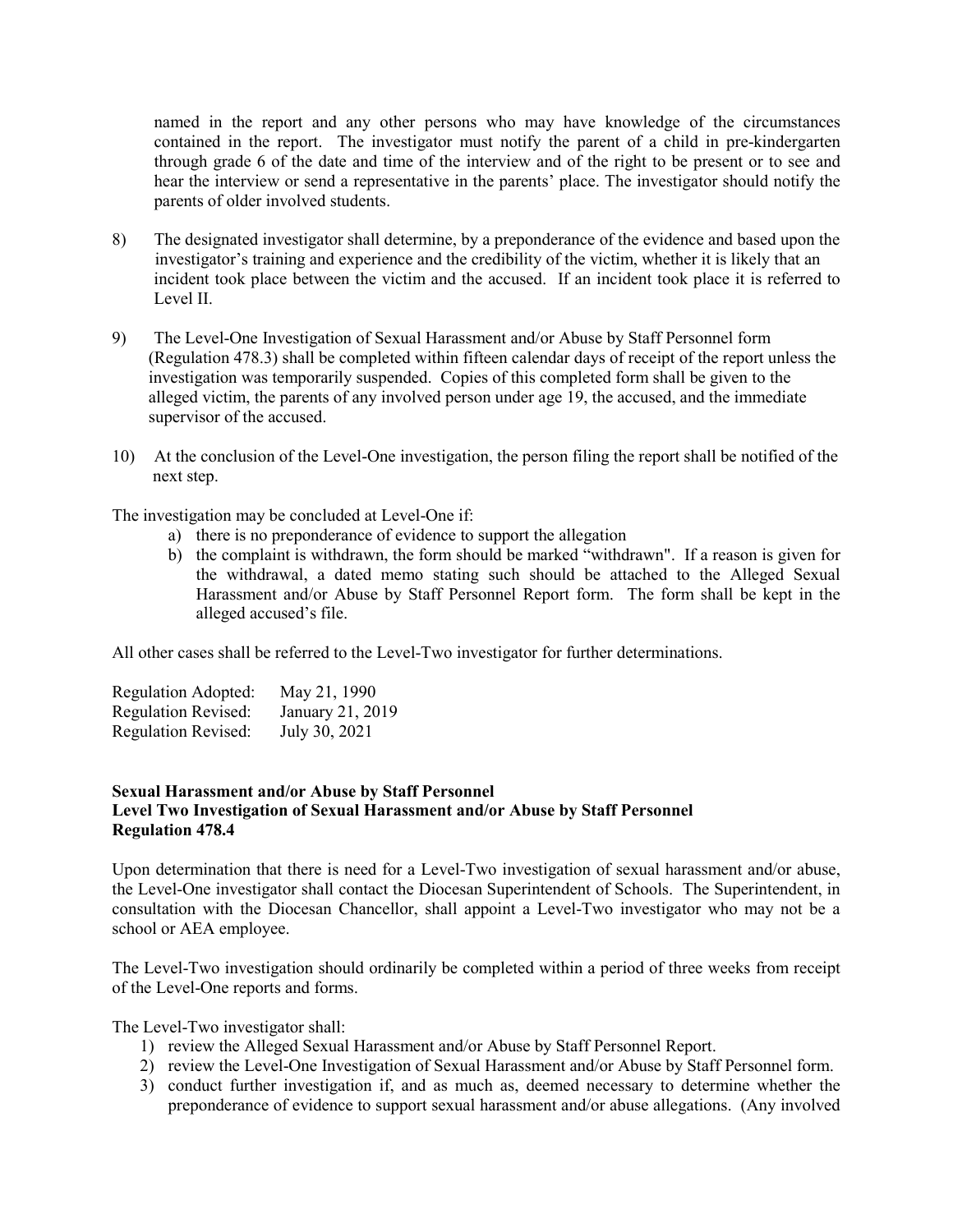named in the report and any other persons who may have knowledge of the circumstances contained in the report. The investigator must notify the parent of a child in pre-kindergarten through grade 6 of the date and time of the interview and of the right to be present or to see and hear the interview or send a representative in the parents' place. The investigator should notify the parents of older involved students.

8) The designated investigator shall determine, by a preponderance of the evidence and based upon the investigator's training and experience and the credibility of the victim, whether it is likely that an incident took place between the victim and the accused. If an incident took place it is referred to Level II.

9) The Level-One Investigation of Sexual Harassment and/or Abuse by Staff Personnel form (Regulation 478.3) shall be completed within fifteen calendar days of receipt of the report unless the investigation was temporarily suspended. Copies of this completed form shall be given to the alleged victim, the parents of any involved person under age 19, the accused, and the immediate supervisor of the accused.

10) At the conclusion of the Level-One investigation, the person filing the report shall be notified of the next step.

The investigation may be concluded at Level-One if:

a) there is no preponderance of evidence to support the allegation
b) the complaint is withdrawn, the form should be marked "withdrawn". If a reason is given for the withdrawal, a dated memo stating such should be attached to the Alleged Sexual Harassment and/or Abuse by Staff Personnel Report form. The form shall be kept in the alleged accused's file.

All other cases shall be referred to the Level-Two investigator for further determinations.

Regulation Adopted: May 21, 1990
Regulation Revised: January 21, 2019
Regulation Revised: July 30, 2021

**Sexual Harassment and/or Abuse by Staff Personnel**
**Level Two Investigation of Sexual Harassment and/or Abuse by Staff Personnel**
**Regulation 478.4**

Upon determination that there is need for a Level-Two investigation of sexual harassment and/or abuse, the Level-One investigator shall contact the Diocesan Superintendent of Schools. The Superintendent, in consultation with the Diocesan Chancellor, shall appoint a Level-Two investigator who may not be a school or AEA employee.

The Level-Two investigation should ordinarily be completed within a period of three weeks from receipt of the Level-One reports and forms.

The Level-Two investigator shall:

1) review the Alleged Sexual Harassment and/or Abuse by Staff Personnel Report.
2) review the Level-One Investigation of Sexual Harassment and/or Abuse by Staff Personnel form.
3) conduct further investigation if, and as much as, deemed necessary to determine whether the preponderance of evidence to support sexual harassment and/or abuse allegations. (Any involved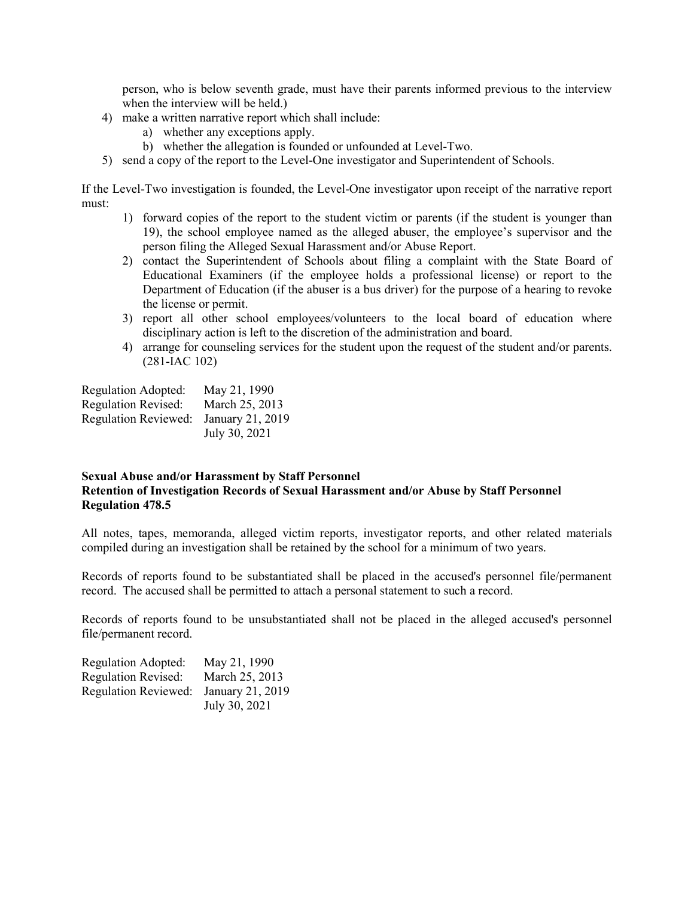person, who is below seventh grade, must have their parents informed previous to the interview when the interview will be held.)

4) make a written narrative report which shall include:
   a) whether any exceptions apply.
   b) whether the allegation is founded or unfounded at Level-Two.
5) send a copy of the report to the Level-One investigator and Superintendent of Schools.

If the Level-Two investigation is founded, the Level-One investigator upon receipt of the narrative report must:

1) forward copies of the report to the student victim or parents (if the student is younger than 19), the school employee named as the alleged abuser, the employee's supervisor and the person filing the Alleged Sexual Harassment and/or Abuse Report.
2) contact the Superintendent of Schools about filing a complaint with the State Board of Educational Examiners (if the employee holds a professional license) or report to the Department of Education (if the abuser is a bus driver) for the purpose of a hearing to revoke the license or permit.
3) report all other school employees/volunteers to the local board of education where disciplinary action is left to the discretion of the administration and board.
4) arrange for counseling services for the student upon the request of the student and/or parents. (281-IAC 102)

| | |
|---|---|
| Regulation Adopted: | May 21, 1990 |
| Regulation Revised: | March 25, 2013 |
| Regulation Reviewed: | January 21, 2019 |
| | July 30, 2021 |

**Sexual Abuse and/or Harassment by Staff Personnel**
**Retention of Investigation Records of Sexual Harassment and/or Abuse by Staff Personnel**
**Regulation 478.5**

All notes, tapes, memoranda, alleged victim reports, investigator reports, and other related materials compiled during an investigation shall be retained by the school for a minimum of two years.

Records of reports found to be substantiated shall be placed in the accused's personnel file/permanent record. The accused shall be permitted to attach a personal statement to such a record.

Records of reports found to be unsubstantiated shall not be placed in the alleged accused's personnel file/permanent record.

| | |
|---|---|
| Regulation Adopted: | May 21, 1990 |
| Regulation Revised: | March 25, 2013 |
| Regulation Reviewed: | January 21, 2019 |
| | July 30, 2021 |